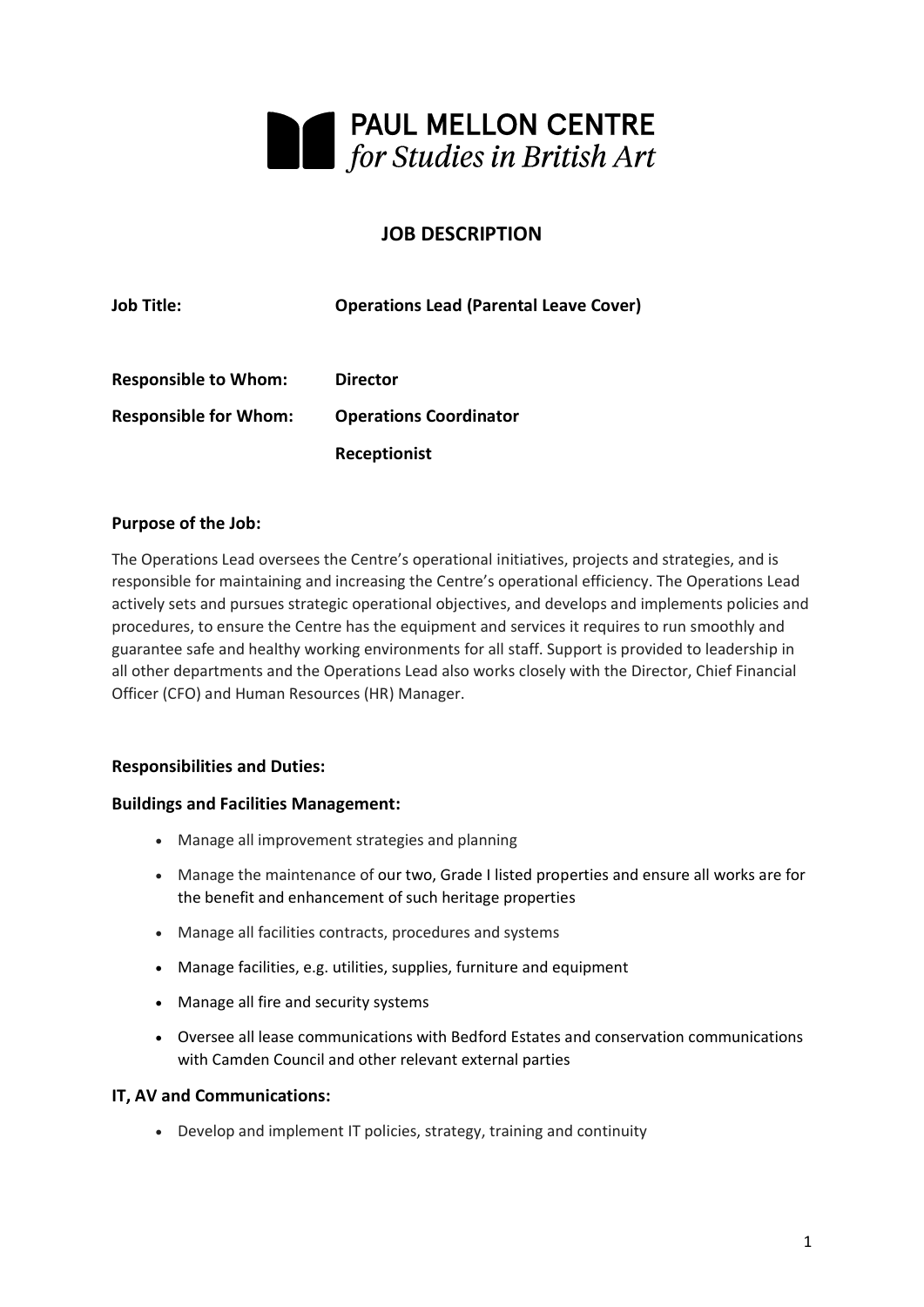PAUL MELLON CENTRE
*for Studies in British Art*

# JOB DESCRIPTION

| | |
|---|---|
| **Job Title:** | **Operations Lead (Parental Leave Cover)** |
| **Responsible to Whom:** | **Director** |
| **Responsible for Whom:** | **Operations Coordinator** |
| | **Receptionist** |

**Purpose of the Job:**

The Operations Lead oversees the Centre's operational initiatives, projects and strategies, and is responsible for maintaining and increasing the Centre's operational efficiency. The Operations Lead actively sets and pursues strategic operational objectives, and develops and implements policies and procedures, to ensure the Centre has the equipment and services it requires to run smoothly and guarantee safe and healthy working environments for all staff. Support is provided to leadership in all other departments and the Operations Lead also works closely with the Director, Chief Financial Officer (CFO) and Human Resources (HR) Manager.

**Responsibilities and Duties:**

**Buildings and Facilities Management:**

- Manage all improvement strategies and planning
- Manage the maintenance of our two, Grade I listed properties and ensure all works are for the benefit and enhancement of such heritage properties
- Manage all facilities contracts, procedures and systems
- Manage facilities, e.g. utilities, supplies, furniture and equipment
- Manage all fire and security systems
- Oversee all lease communications with Bedford Estates and conservation communications with Camden Council and other relevant external parties

**IT, AV and Communications:**

- Develop and implement IT policies, strategy, training and continuity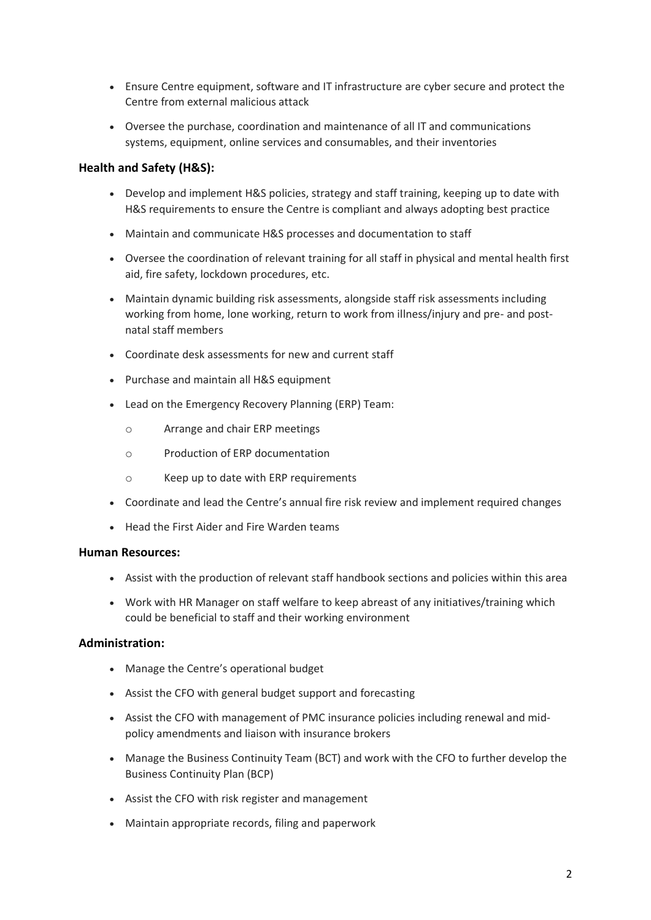- Ensure Centre equipment, software and IT infrastructure are cyber secure and protect the Centre from external malicious attack
- Oversee the purchase, coordination and maintenance of all IT and communications systems, equipment, online services and consumables, and their inventories

### Health and Safety (H&S):

- Develop and implement H&S policies, strategy and staff training, keeping up to date with H&S requirements to ensure the Centre is compliant and always adopting best practice
- Maintain and communicate H&S processes and documentation to staff
- Oversee the coordination of relevant training for all staff in physical and mental health first aid, fire safety, lockdown procedures, etc.
- Maintain dynamic building risk assessments, alongside staff risk assessments including working from home, lone working, return to work from illness/injury and pre- and post-natal staff members
- Coordinate desk assessments for new and current staff
- Purchase and maintain all H&S equipment
- Lead on the Emergency Recovery Planning (ERP) Team:
    - Arrange and chair ERP meetings
    - Production of ERP documentation
    - Keep up to date with ERP requirements
- Coordinate and lead the Centre's annual fire risk review and implement required changes
- Head the First Aider and Fire Warden teams

### Human Resources:

- Assist with the production of relevant staff handbook sections and policies within this area
- Work with HR Manager on staff welfare to keep abreast of any initiatives/training which could be beneficial to staff and their working environment

### Administration:

- Manage the Centre's operational budget
- Assist the CFO with general budget support and forecasting
- Assist the CFO with management of PMC insurance policies including renewal and mid-policy amendments and liaison with insurance brokers
- Manage the Business Continuity Team (BCT) and work with the CFO to further develop the Business Continuity Plan (BCP)
- Assist the CFO with risk register and management
- Maintain appropriate records, filing and paperwork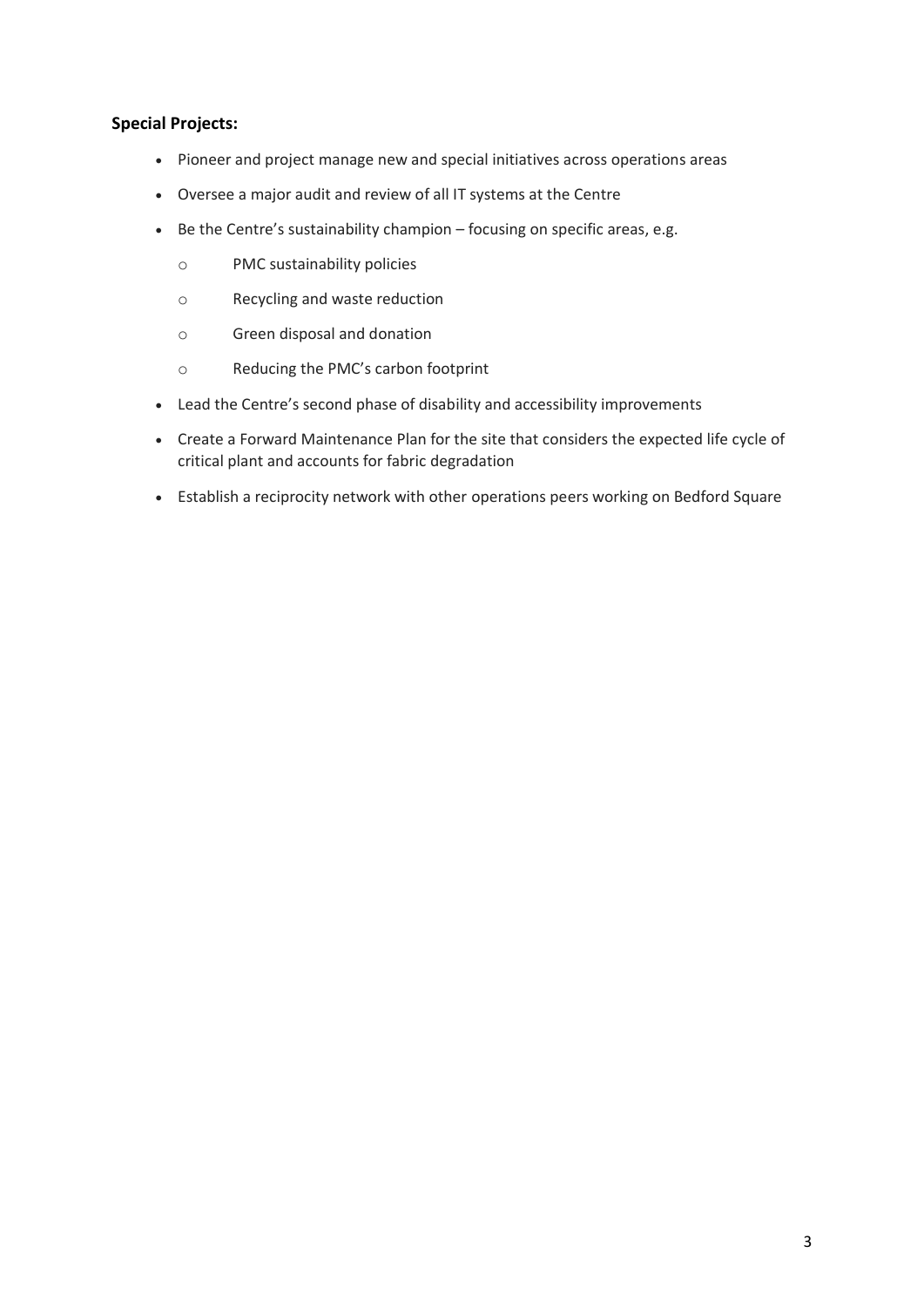**Special Projects:**

- Pioneer and project manage new and special initiatives across operations areas
- Oversee a major audit and review of all IT systems at the Centre
- Be the Centre's sustainability champion – focusing on specific areas, e.g.
  - PMC sustainability policies
  - Recycling and waste reduction
  - Green disposal and donation
  - Reducing the PMC's carbon footprint
- Lead the Centre's second phase of disability and accessibility improvements
- Create a Forward Maintenance Plan for the site that considers the expected life cycle of critical plant and accounts for fabric degradation
- Establish a reciprocity network with other operations peers working on Bedford Square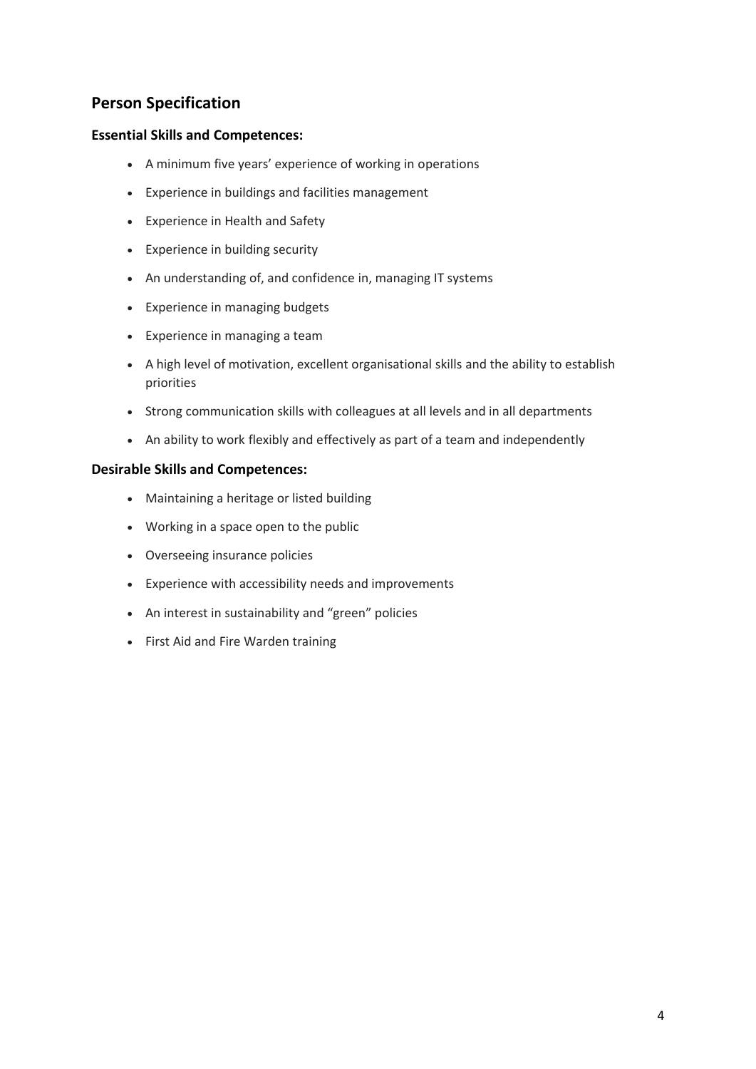## Person Specification

### Essential Skills and Competences:

- A minimum five years' experience of working in operations
- Experience in buildings and facilities management
- Experience in Health and Safety
- Experience in building security
- An understanding of, and confidence in, managing IT systems
- Experience in managing budgets
- Experience in managing a team
- A high level of motivation, excellent organisational skills and the ability to establish priorities
- Strong communication skills with colleagues at all levels and in all departments
- An ability to work flexibly and effectively as part of a team and independently

### Desirable Skills and Competences:

- Maintaining a heritage or listed building
- Working in a space open to the public
- Overseeing insurance policies
- Experience with accessibility needs and improvements
- An interest in sustainability and "green" policies
- First Aid and Fire Warden training